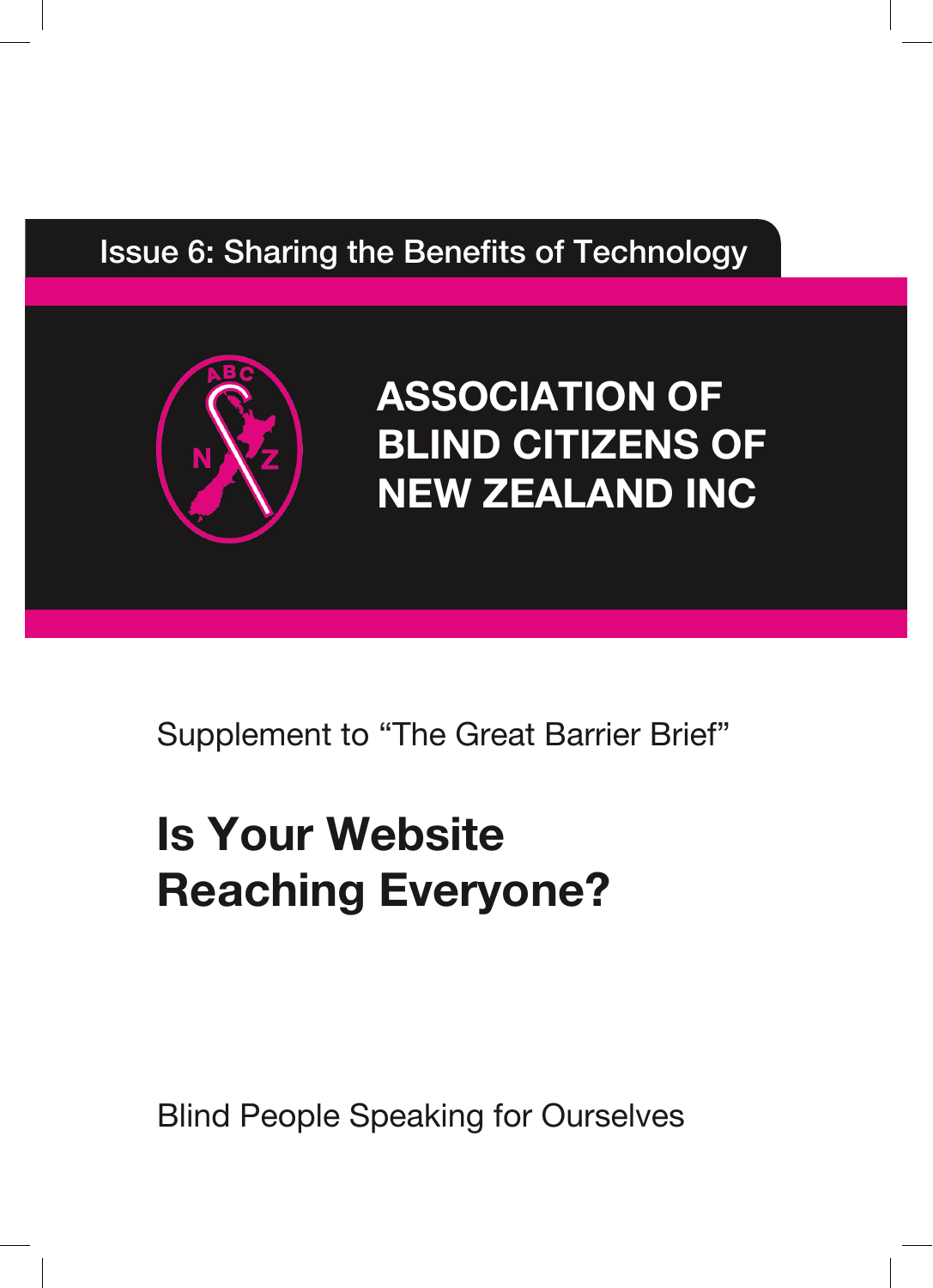Issue 6: Sharing the Benefits of Technology

# ASSOCIATION OF BLIND CITIZENS OF NEW ZEALAND INC

Supplement to "The Great Barrier Brief"

# Is Your Website Reaching Everyone?

Blind People Speaking for Ourselves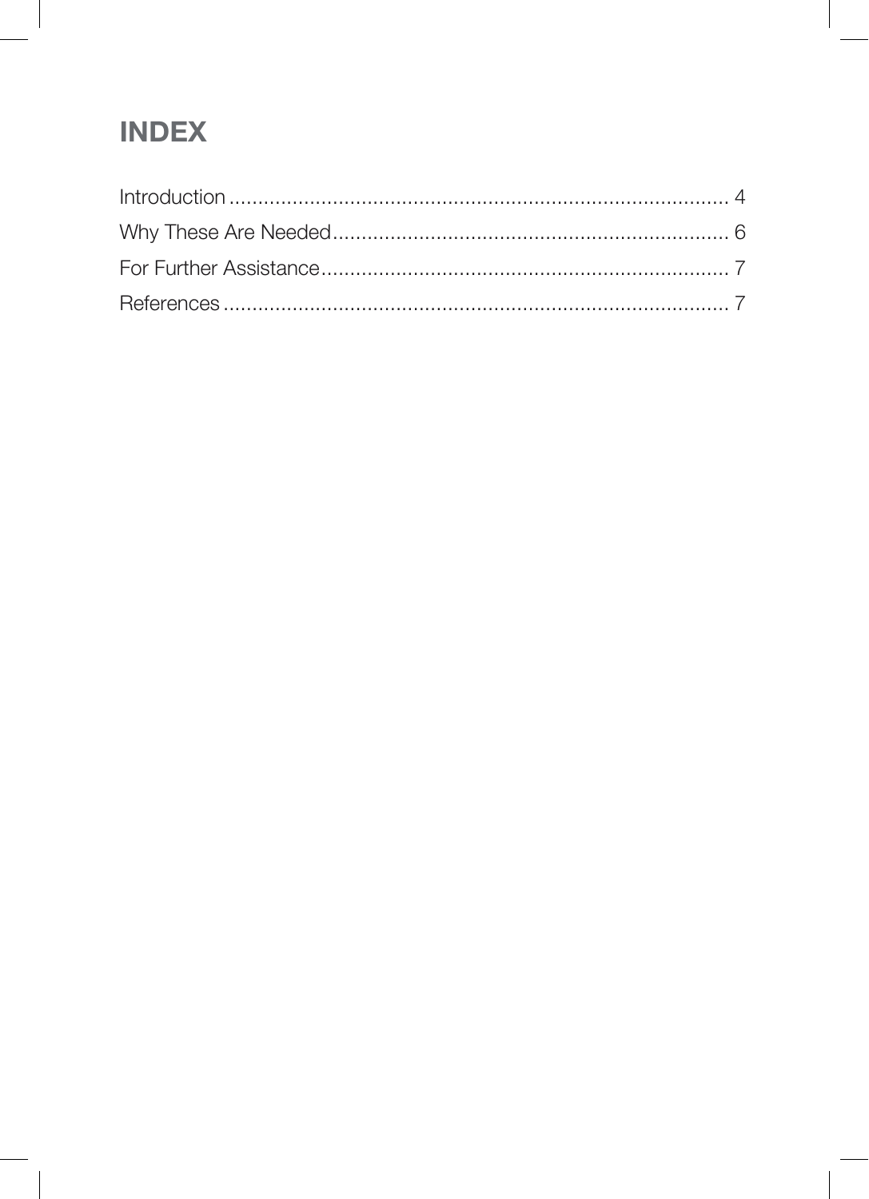# INDEX

Introduction ........................................................................................ 4
Why These Are Needed ..................................................................... 6
For Further Assistance ....................................................................... 7
References ......................................................................................... 7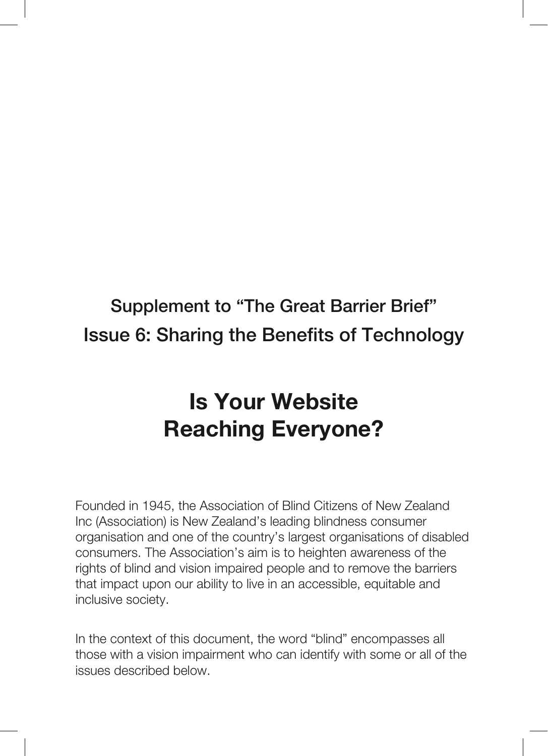## Supplement to “The Great Barrier Brief”
## Issue 6: Sharing the Benefits of Technology

# Is Your Website Reaching Everyone?

Founded in 1945, the Association of Blind Citizens of New Zealand Inc (Association) is New Zealand’s leading blindness consumer organisation and one of the country’s largest organisations of disabled consumers. The Association’s aim is to heighten awareness of the rights of blind and vision impaired people and to remove the barriers that impact upon our ability to live in an accessible, equitable and inclusive society.

In the context of this document, the word “blind” encompasses all those with a vision impairment who can identify with some or all of the issues described below.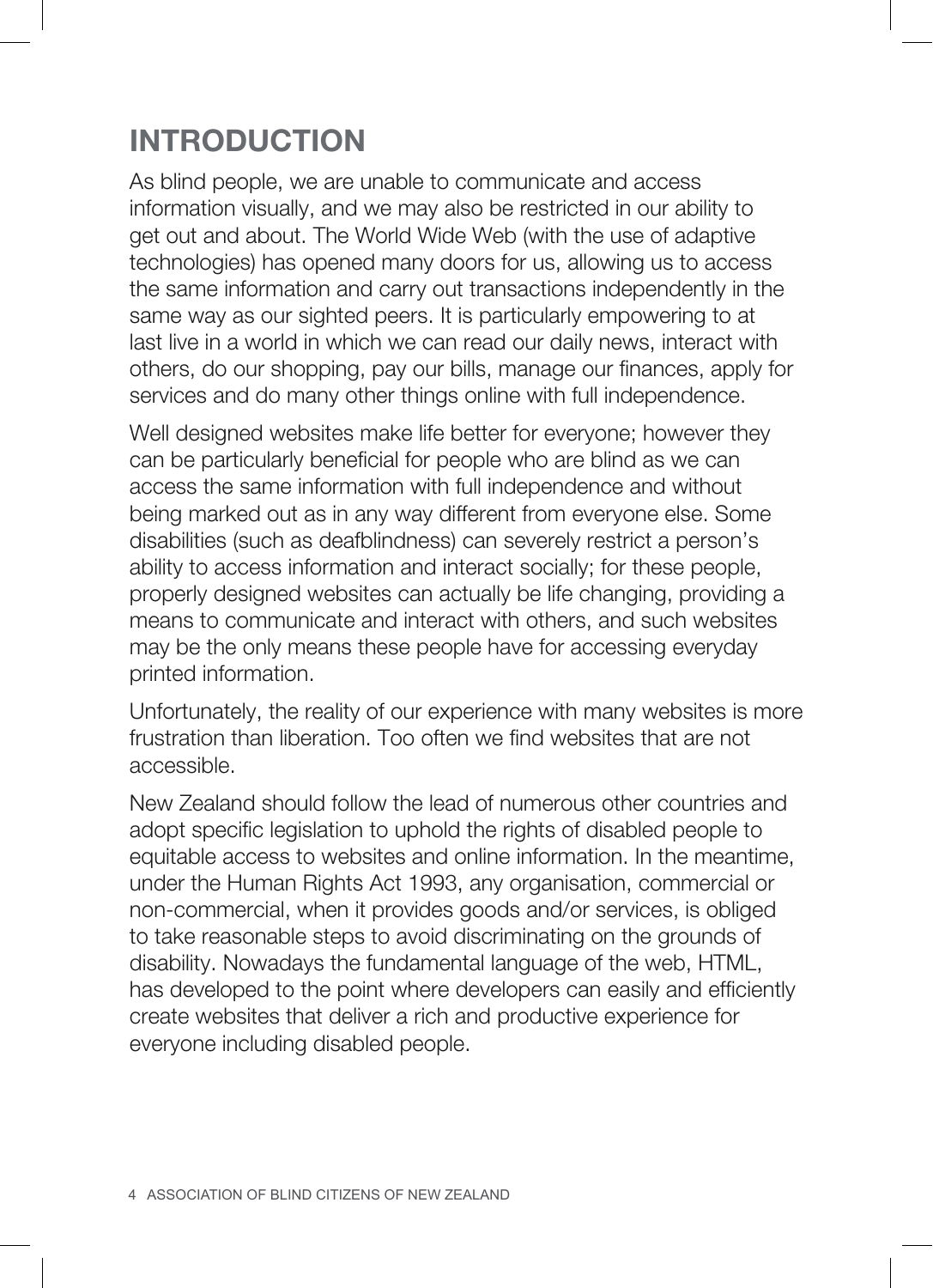# INTRODUCTION

As blind people, we are unable to communicate and access information visually, and we may also be restricted in our ability to get out and about. The World Wide Web (with the use of adaptive technologies) has opened many doors for us, allowing us to access the same information and carry out transactions independently in the same way as our sighted peers. It is particularly empowering to at last live in a world in which we can read our daily news, interact with others, do our shopping, pay our bills, manage our finances, apply for services and do many other things online with full independence.

Well designed websites make life better for everyone; however they can be particularly beneficial for people who are blind as we can access the same information with full independence and without being marked out as in any way different from everyone else. Some disabilities (such as deafblindness) can severely restrict a person's ability to access information and interact socially; for these people, properly designed websites can actually be life changing, providing a means to communicate and interact with others, and such websites may be the only means these people have for accessing everyday printed information.

Unfortunately, the reality of our experience with many websites is more frustration than liberation. Too often we find websites that are not accessible.

New Zealand should follow the lead of numerous other countries and adopt specific legislation to uphold the rights of disabled people to equitable access to websites and online information. In the meantime, under the Human Rights Act 1993, any organisation, commercial or non-commercial, when it provides goods and/or services, is obliged to take reasonable steps to avoid discriminating on the grounds of disability. Nowadays the fundamental language of the web, HTML, has developed to the point where developers can easily and efficiently create websites that deliver a rich and productive experience for everyone including disabled people.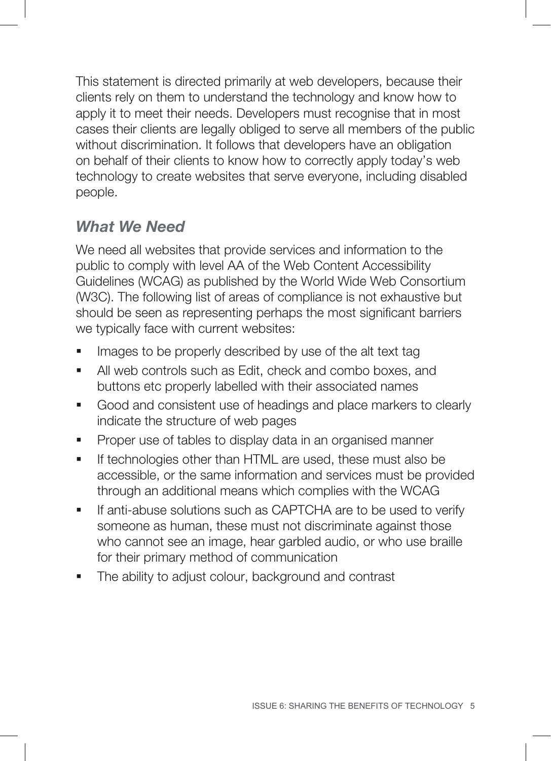This statement is directed primarily at web developers, because their clients rely on them to understand the technology and know how to apply it to meet their needs. Developers must recognise that in most cases their clients are legally obliged to serve all members of the public without discrimination. It follows that developers have an obligation on behalf of their clients to know how to correctly apply today's web technology to create websites that serve everyone, including disabled people.

## *What We Need*

We need all websites that provide services and information to the public to comply with level AA of the Web Content Accessibility Guidelines (WCAG) as published by the World Wide Web Consortium (W3C). The following list of areas of compliance is not exhaustive but should be seen as representing perhaps the most significant barriers we typically face with current websites:

- Images to be properly described by use of the alt text tag
- All web controls such as Edit, check and combo boxes, and buttons etc properly labelled with their associated names
- Good and consistent use of headings and place markers to clearly indicate the structure of web pages
- Proper use of tables to display data in an organised manner
- If technologies other than HTML are used, these must also be accessible, or the same information and services must be provided through an additional means which complies with the WCAG
- If anti-abuse solutions such as CAPTCHA are to be used to verify someone as human, these must not discriminate against those who cannot see an image, hear garbled audio, or who use braille for their primary method of communication
- The ability to adjust colour, background and contrast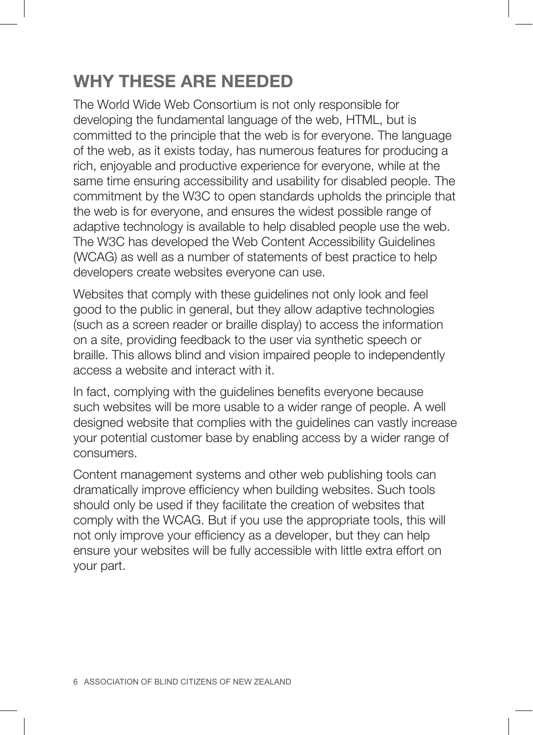## WHY THESE ARE NEEDED

The World Wide Web Consortium is not only responsible for developing the fundamental language of the web, HTML, but is committed to the principle that the web is for everyone. The language of the web, as it exists today, has numerous features for producing a rich, enjoyable and productive experience for everyone, while at the same time ensuring accessibility and usability for disabled people. The commitment by the W3C to open standards upholds the principle that the web is for everyone, and ensures the widest possible range of adaptive technology is available to help disabled people use the web. The W3C has developed the Web Content Accessibility Guidelines (WCAG) as well as a number of statements of best practice to help developers create websites everyone can use.

Websites that comply with these guidelines not only look and feel good to the public in general, but they allow adaptive technologies (such as a screen reader or braille display) to access the information on a site, providing feedback to the user via synthetic speech or braille. This allows blind and vision impaired people to independently access a website and interact with it.

In fact, complying with the guidelines benefits everyone because such websites will be more usable to a wider range of people. A well designed website that complies with the guidelines can vastly increase your potential customer base by enabling access by a wider range of consumers.

Content management systems and other web publishing tools can dramatically improve efficiency when building websites. Such tools should only be used if they facilitate the creation of websites that comply with the WCAG. But if you use the appropriate tools, this will not only improve your efficiency as a developer, but they can help ensure your websites will be fully accessible with little extra effort on your part.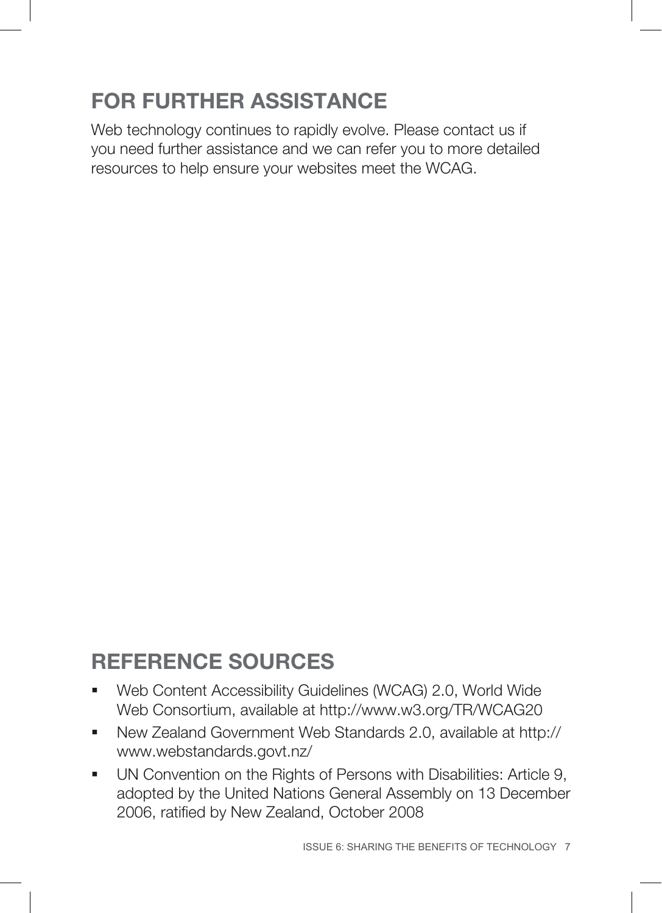## FOR FURTHER ASSISTANCE

Web technology continues to rapidly evolve. Please contact us if you need further assistance and we can refer you to more detailed resources to help ensure your websites meet the WCAG.

## REFERENCE SOURCES

- Web Content Accessibility Guidelines (WCAG) 2.0, World Wide Web Consortium, available at http://www.w3.org/TR/WCAG20
- New Zealand Government Web Standards 2.0, available at http://www.webstandards.govt.nz/
- UN Convention on the Rights of Persons with Disabilities: Article 9, adopted by the United Nations General Assembly on 13 December 2006, ratified by New Zealand, October 2008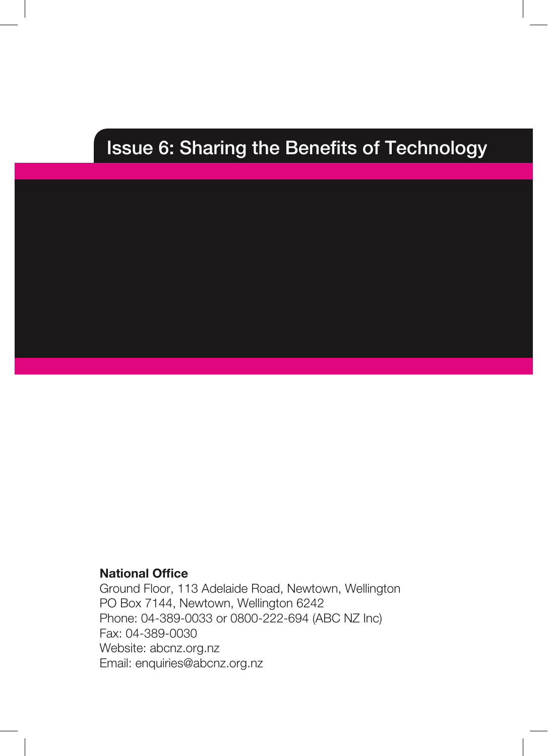# Issue 6: Sharing the Benefits of Technology

**National Office**
Ground Floor, 113 Adelaide Road, Newtown, Wellington
PO Box 7144, Newtown, Wellington 6242
Phone: 04-389-0033 or 0800-222-694 (ABC NZ Inc)
Fax: 04-389-0030
Website: abcnz.org.nz
Email: enquiries@abcnz.org.nz